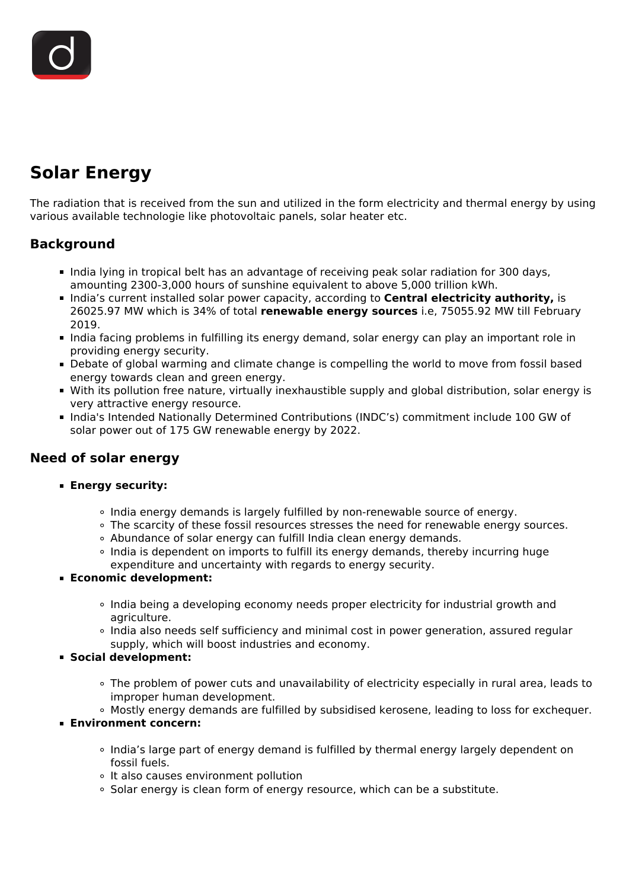# Solar Energy

The radiation that is received from the sun and utilized in the form electricity and thermal energy by using various available technologie like photovoltaic panels, solar heater etc.

## Background

- India lying in tropical belt has an advantage of receiving peak solar radiation for 300 days, amounting 2300-3,000 hours of sunshine equivalent to above 5,000 trillion kWh.
- India's current installed solar power capacity, according to **Central electricity authority,** is 26025.97 MW which is 34% of total **renewable energy sources** i.e, 75055.92 MW till February 2019.
- India facing problems in fulfilling its energy demand, solar energy can play an important role in providing energy security.
- Debate of global warming and climate change is compelling the world to move from fossil based energy towards clean and green energy.
- With its pollution free nature, virtually inexhaustible supply and global distribution, solar energy is very attractive energy resource.
- India's Intended Nationally Determined Contributions (INDC's) commitment include 100 GW of solar power out of 175 GW renewable energy by 2022.

## Need of solar energy

- **Energy security:**
  - India energy demands is largely fulfilled by non-renewable source of energy.
  - The scarcity of these fossil resources stresses the need for renewable energy sources.
  - Abundance of solar energy can fulfill India clean energy demands.
  - India is dependent on imports to fulfill its energy demands, thereby incurring huge expenditure and uncertainty with regards to energy security.
- **Economic development:**
  - India being a developing economy needs proper electricity for industrial growth and agriculture.
  - India also needs self sufficiency and minimal cost in power generation, assured regular supply, which will boost industries and economy.
- **Social development:**
  - The problem of power cuts and unavailability of electricity especially in rural area, leads to improper human development.
  - Mostly energy demands are fulfilled by subsidised kerosene, leading to loss for exchequer.
- **Environment concern:**
  - India's large part of energy demand is fulfilled by thermal energy largely dependent on fossil fuels.
  - It also causes environment pollution
  - Solar energy is clean form of energy resource, which can be a substitute.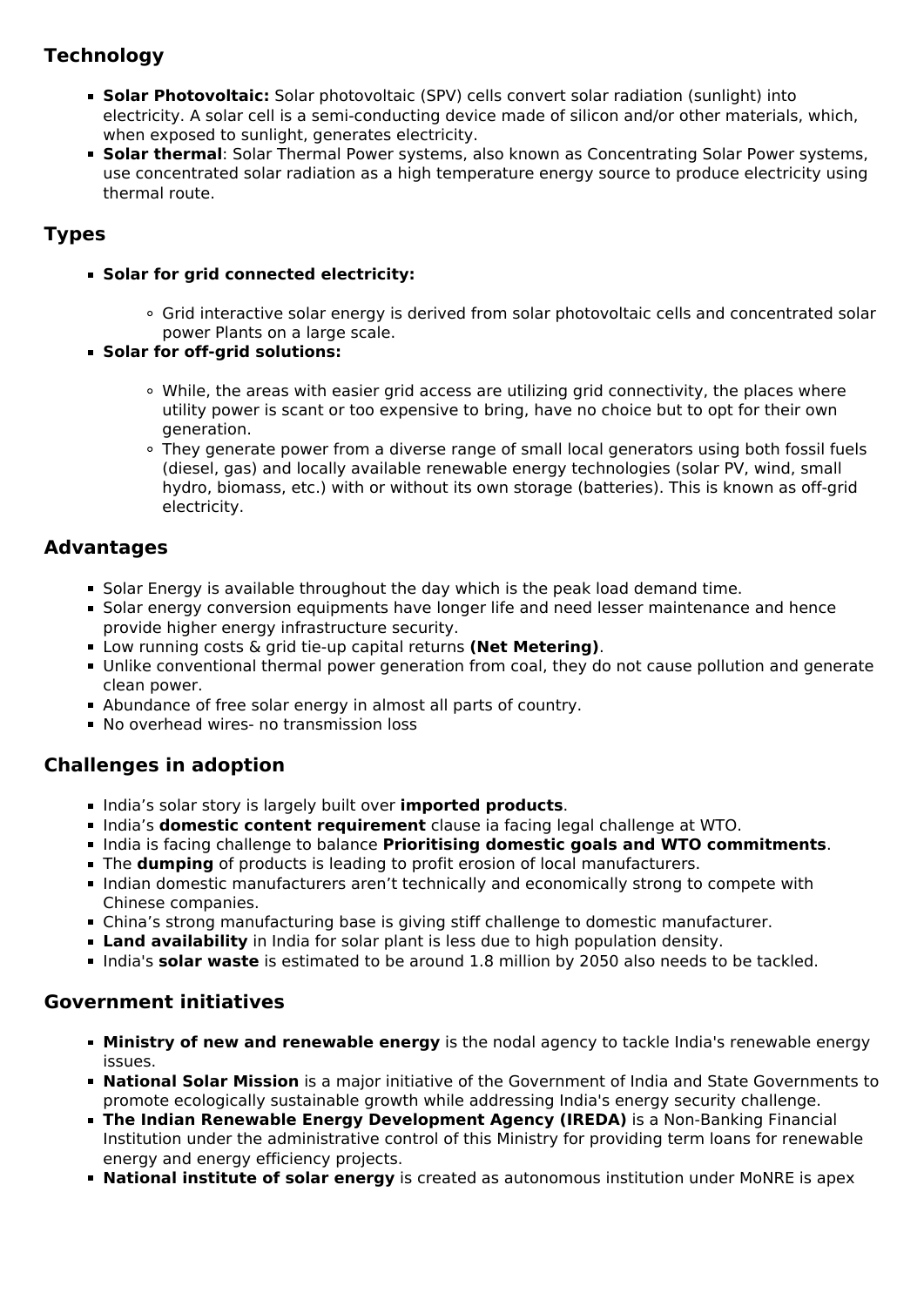## Technology

- **Solar Photovoltaic:** Solar photovoltaic (SPV) cells convert solar radiation (sunlight) into electricity. A solar cell is a semi-conducting device made of silicon and/or other materials, which, when exposed to sunlight, generates electricity.
- **Solar thermal**: Solar Thermal Power systems, also known as Concentrating Solar Power systems, use concentrated solar radiation as a high temperature energy source to produce electricity using thermal route.

## Types

- **Solar for grid connected electricity:**
    - Grid interactive solar energy is derived from solar photovoltaic cells and concentrated solar power Plants on a large scale.
- **Solar for off-grid solutions:**
    - While, the areas with easier grid access are utilizing grid connectivity, the places where utility power is scant or too expensive to bring, have no choice but to opt for their own generation.
    - They generate power from a diverse range of small local generators using both fossil fuels (diesel, gas) and locally available renewable energy technologies (solar PV, wind, small hydro, biomass, etc.) with or without its own storage (batteries). This is known as off-grid electricity.

## Advantages

- Solar Energy is available throughout the day which is the peak load demand time.
- Solar energy conversion equipments have longer life and need lesser maintenance and hence provide higher energy infrastructure security.
- Low running costs & grid tie-up capital returns **(Net Metering)**.
- Unlike conventional thermal power generation from coal, they do not cause pollution and generate clean power.
- Abundance of free solar energy in almost all parts of country.
- No overhead wires- no transmission loss

## Challenges in adoption

- India's solar story is largely built over **imported products**.
- India's **domestic content requirement** clause ia facing legal challenge at WTO.
- India is facing challenge to balance **Prioritising domestic goals and WTO commitments**.
- The **dumping** of products is leading to profit erosion of local manufacturers.
- Indian domestic manufacturers aren't technically and economically strong to compete with Chinese companies.
- China's strong manufacturing base is giving stiff challenge to domestic manufacturer.
- **Land availability** in India for solar plant is less due to high population density.
- India's **solar waste** is estimated to be around 1.8 million by 2050 also needs to be tackled.

## Government initiatives

- **Ministry of new and renewable energy** is the nodal agency to tackle India's renewable energy issues.
- **National Solar Mission** is a major initiative of the Government of India and State Governments to promote ecologically sustainable growth while addressing India's energy security challenge.
- **The Indian Renewable Energy Development Agency (IREDA)** is a Non-Banking Financial Institution under the administrative control of this Ministry for providing term loans for renewable energy and energy efficiency projects.
- **National institute of solar energy** is created as autonomous institution under MoNRE is apex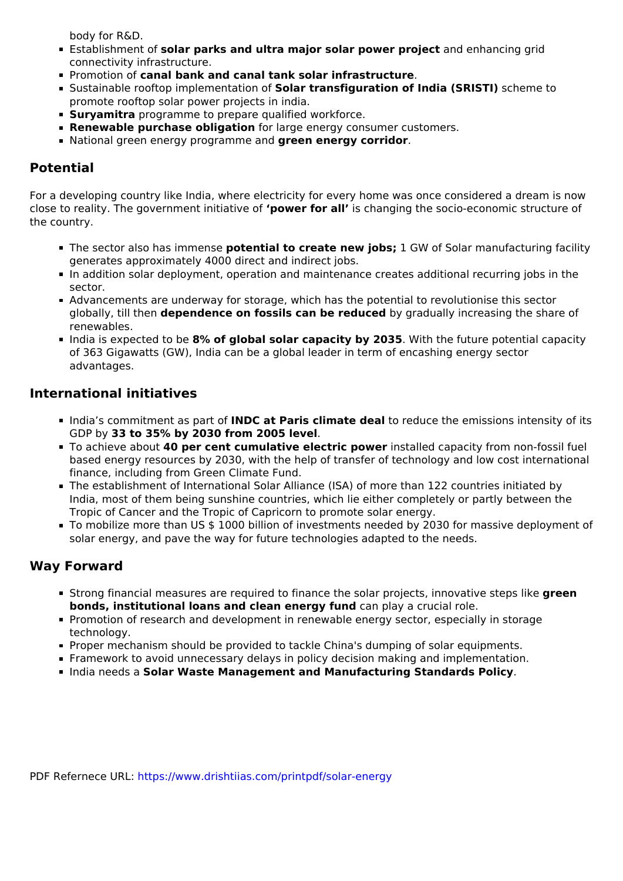body for R&D.

- Establishment of **solar parks and ultra major solar power project** and enhancing grid connectivity infrastructure.
- Promotion of **canal bank and canal tank solar infrastructure**.
- Sustainable rooftop implementation of **Solar transfiguration of India (SRISTI)** scheme to promote rooftop solar power projects in india.
- **Suryamitra** programme to prepare qualified workforce.
- **Renewable purchase obligation** for large energy consumer customers.
- National green energy programme and **green energy corridor**.

## Potential

For a developing country like India, where electricity for every home was once considered a dream is now close to reality. The government initiative of **'power for all'** is changing the socio-economic structure of the country.

- The sector also has immense **potential to create new jobs;** 1 GW of Solar manufacturing facility generates approximately 4000 direct and indirect jobs.
- In addition solar deployment, operation and maintenance creates additional recurring jobs in the sector.
- Advancements are underway for storage, which has the potential to revolutionise this sector globally, till then **dependence on fossils can be reduced** by gradually increasing the share of renewables.
- India is expected to be **8% of global solar capacity by 2035**. With the future potential capacity of 363 Gigawatts (GW), India can be a global leader in term of encashing energy sector advantages.

## International initiatives

- India's commitment as part of **INDC at Paris climate deal** to reduce the emissions intensity of its GDP by **33 to 35% by 2030 from 2005 level**.
- To achieve about **40 per cent cumulative electric power** installed capacity from non-fossil fuel based energy resources by 2030, with the help of transfer of technology and low cost international finance, including from Green Climate Fund.
- The establishment of International Solar Alliance (ISA) of more than 122 countries initiated by India, most of them being sunshine countries, which lie either completely or partly between the Tropic of Cancer and the Tropic of Capricorn to promote solar energy.
- To mobilize more than US $ 1000 billion of investments needed by 2030 for massive deployment of solar energy, and pave the way for future technologies adapted to the needs.

## Way Forward

- Strong financial measures are required to finance the solar projects, innovative steps like **green bonds, institutional loans and clean energy fund** can play a crucial role.
- Promotion of research and development in renewable energy sector, especially in storage technology.
- Proper mechanism should be provided to tackle China's dumping of solar equipments.
- Framework to avoid unnecessary delays in policy decision making and implementation.
- India needs a **Solar Waste Management and Manufacturing Standards Policy**.

PDF Refernece URL: https://www.drishtiias.com/printpdf/solar-energy